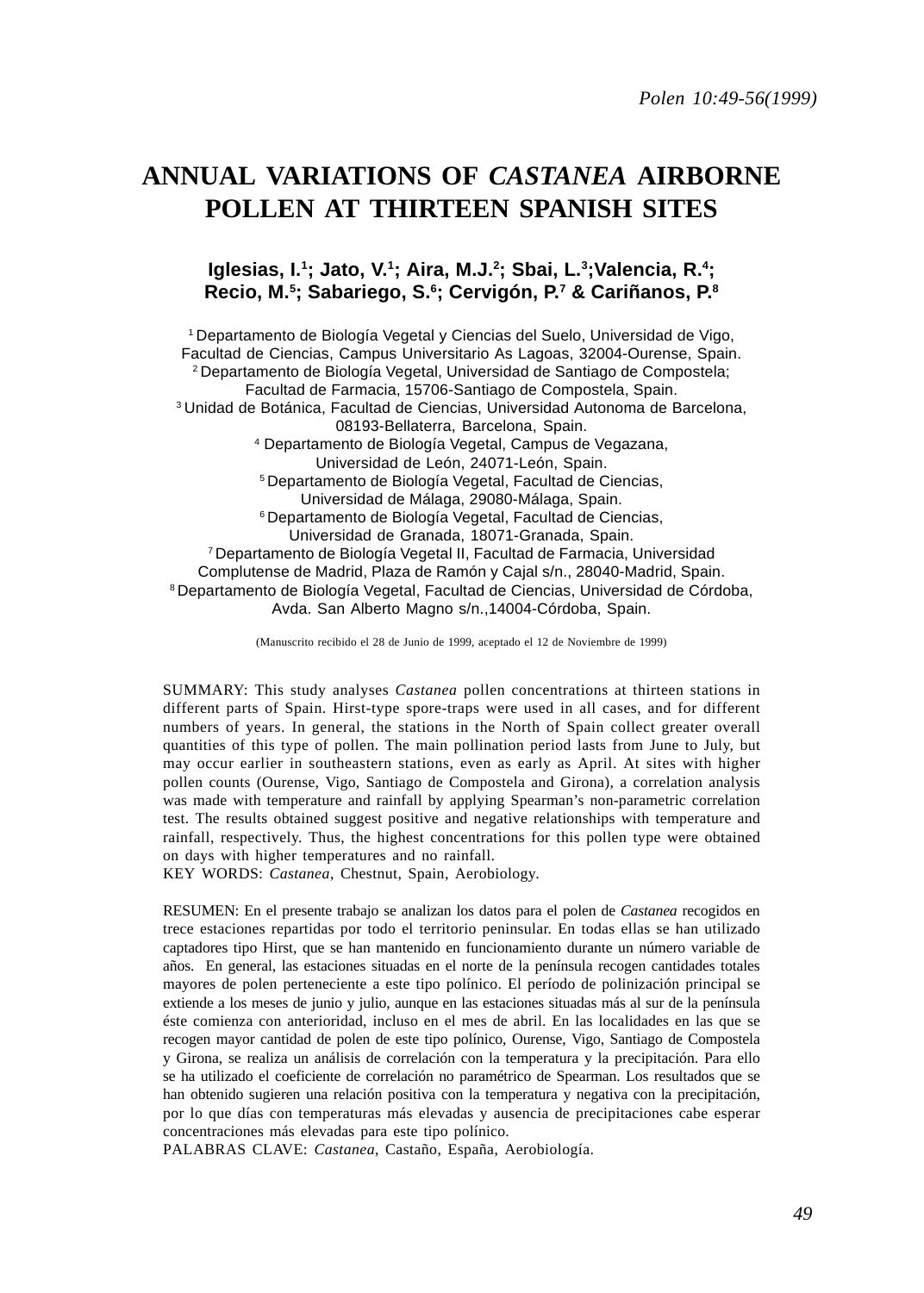# ANNUAL VARIATIONS OF *CASTANEA* AIRBORNE POLLEN AT THIRTEEN SPANISH SITES

**Iglesias, I.[1]; Jato, V.[1]; Aira, M.J.[2]; Sbai, L.[3];Valencia, R.[4]; Recio, M.[5]; Sabariego, S.[6]; Cervigón, P.[7] & Cariñanos, P.[8]**

[1] Departamento de Biología Vegetal y Ciencias del Suelo, Universidad de Vigo, Facultad de Ciencias, Campus Universitario As Lagoas, 32004-Ourense, Spain.
[2] Departamento de Biología Vegetal, Universidad de Santiago de Compostela; Facultad de Farmacia, 15706-Santiago de Compostela, Spain.
[3] Unidad de Botánica, Facultad de Ciencias, Universidad Autonoma de Barcelona, 08193-Bellaterra, Barcelona, Spain.
[4] Departamento de Biología Vegetal, Campus de Vegazana, Universidad de León, 24071-León, Spain.
[5] Departamento de Biología Vegetal, Facultad de Ciencias, Universidad de Málaga, 29080-Málaga, Spain.
[6] Departamento de Biología Vegetal, Facultad de Ciencias, Universidad de Granada, 18071-Granada, Spain.
[7] Departamento de Biología Vegetal II, Facultad de Farmacia, Universidad Complutense de Madrid, Plaza de Ramón y Cajal s/n., 28040-Madrid, Spain.
[8] Departamento de Biología Vegetal, Facultad de Ciencias, Universidad de Córdoba, Avda. San Alberto Magno s/n.,14004-Córdoba, Spain.

(Manuscrito recibido el 28 de Junio de 1999, aceptado el 12 de Noviembre de 1999)

SUMMARY: This study analyses *Castanea* pollen concentrations at thirteen stations in different parts of Spain. Hirst-type spore-traps were used in all cases, and for different numbers of years. In general, the stations in the North of Spain collect greater overall quantities of this type of pollen. The main pollination period lasts from June to July, but may occur earlier in southeastern stations, even as early as April. At sites with higher pollen counts (Ourense, Vigo, Santiago de Compostela and Girona), a correlation analysis was made with temperature and rainfall by applying Spearman's non-parametric correlation test. The results obtained suggest positive and negative relationships with temperature and rainfall, respectively. Thus, the highest concentrations for this pollen type were obtained on days with higher temperatures and no rainfall.
KEY WORDS: *Castanea*, Chestnut, Spain, Aerobiology.

RESUMEN: En el presente trabajo se analizan los datos para el polen de *Castanea* recogidos en trece estaciones repartidas por todo el territorio peninsular. En todas ellas se han utilizado captadores tipo Hirst, que se han mantenido en funcionamiento durante un número variable de años. En general, las estaciones situadas en el norte de la península recogen cantidades totales mayores de polen perteneciente a este tipo polínico. El período de polinización principal se extiende a los meses de junio y julio, aunque en las estaciones situadas más al sur de la península éste comienza con anterioridad, incluso en el mes de abril. En las localidades en las que se recogen mayor cantidad de polen de este tipo polínico, Ourense, Vigo, Santiago de Compostela y Girona, se realiza un análisis de correlación con la temperatura y la precipitación. Para ello se ha utilizado el coeficiente de correlación no paramétrico de Spearman. Los resultados que se han obtenido sugieren una relación positiva con la temperatura y negativa con la precipitación, por lo que días con temperaturas más elevadas y ausencia de precipitaciones cabe esperar concentraciones más elevadas para este tipo polínico.
PALABRAS CLAVE: *Castanea*, Castaño, España, Aerobiología.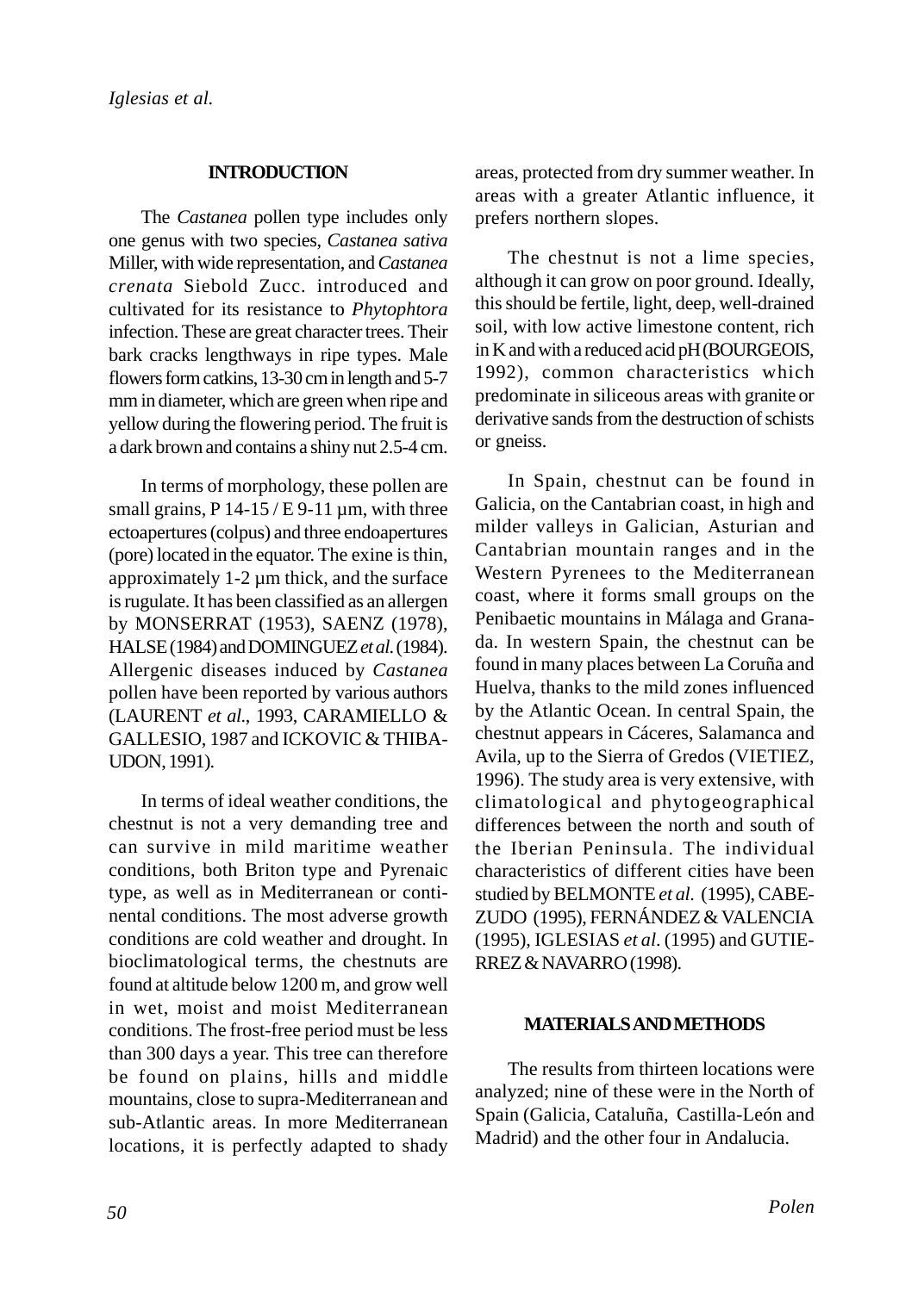## INTRODUCTION

The *Castanea* pollen type includes only one genus with two species, *Castanea sativa* Miller, with wide representation, and *Castanea crenata* Siebold Zucc. introduced and cultivated for its resistance to *Phytophtora* infection. These are great character trees. Their bark cracks lengthways in ripe types. Male flowers form catkins, 13-30 cm in length and 5-7 mm in diameter, which are green when ripe and yellow during the flowering period. The fruit is a dark brown and contains a shiny nut 2.5-4 cm.

In terms of morphology, these pollen are small grains, P 14-15 / E 9-11 µm, with three ectoapertures (colpus) and three endoapertures (pore) located in the equator. The exine is thin, approximately 1-2 µm thick, and the surface is rugulate. It has been classified as an allergen by MONSERRAT (1953), SAENZ (1978), HALSE (1984) and DOMINGUEZ *et al.* (1984). Allergenic diseases induced by *Castanea* pollen have been reported by various authors (LAURENT *et al.*, 1993, CARAMIELLO & GALLESIO, 1987 and ICKOVIC & THIBAUDON, 1991).

In terms of ideal weather conditions, the chestnut is not a very demanding tree and can survive in mild maritime weather conditions, both Briton type and Pyrenaic type, as well as in Mediterranean or continental conditions. The most adverse growth conditions are cold weather and drought. In bioclimatological terms, the chestnuts are found at altitude below 1200 m, and grow well in wet, moist and moist Mediterranean conditions. The frost-free period must be less than 300 days a year. This tree can therefore be found on plains, hills and middle mountains, close to supra-Mediterranean and sub-Atlantic areas. In more Mediterranean locations, it is perfectly adapted to shady areas, protected from dry summer weather. In areas with a greater Atlantic influence, it prefers northern slopes.

The chestnut is not a lime species, although it can grow on poor ground. Ideally, this should be fertile, light, deep, well-drained soil, with low active limestone content, rich in K and with a reduced acid pH (BOURGEOIS, 1992), common characteristics which predominate in siliceous areas with granite or derivative sands from the destruction of schists or gneiss.

In Spain, chestnut can be found in Galicia, on the Cantabrian coast, in high and milder valleys in Galician, Asturian and Cantabrian mountain ranges and in the Western Pyrenees to the Mediterranean coast, where it forms small groups on the Penibaetic mountains in Málaga and Granada. In western Spain, the chestnut can be found in many places between La Coruña and Huelva, thanks to the mild zones influenced by the Atlantic Ocean. In central Spain, the chestnut appears in Cáceres, Salamanca and Avila, up to the Sierra of Gredos (VIETIEZ, 1996). The study area is very extensive, with climatological and phytogeographical differences between the north and south of the Iberian Peninsula. The individual characteristics of different cities have been studied by BELMONTE *et al.* (1995), CABEZUDO (1995), FERNÁNDEZ & VALENCIA (1995), IGLESIAS *et al.* (1995) and GUTIERREZ & NAVARRO (1998).

## MATERIALS AND METHODS

The results from thirteen locations were analyzed; nine of these were in the North of Spain (Galicia, Cataluña, Castilla-León and Madrid) and the other four in Andalucia.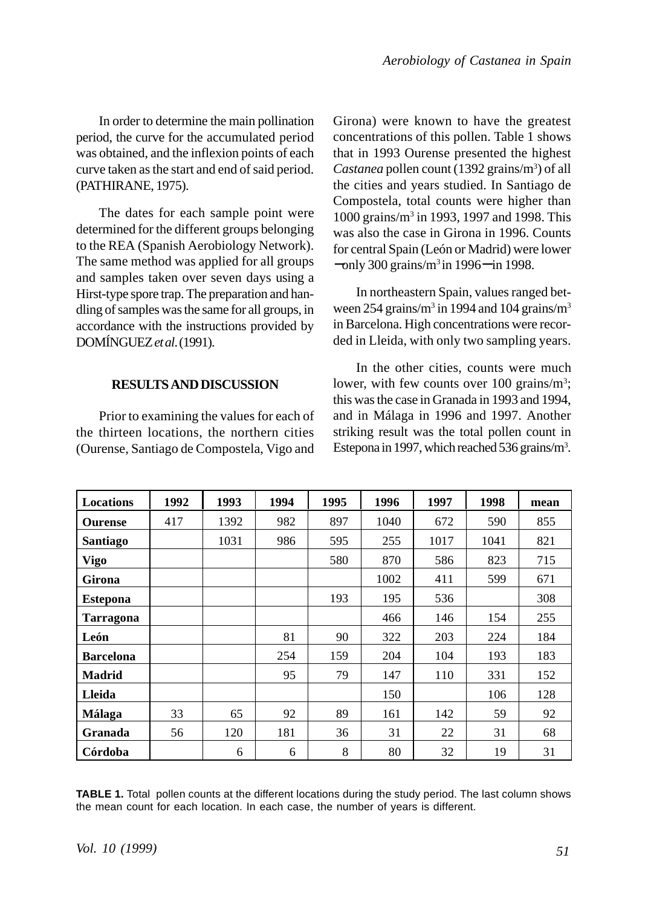In order to determine the main pollination period, the curve for the accumulated period was obtained, and the inflexion points of each curve taken as the start and end of said period. (PATHIRANE, 1975).

The dates for each sample point were determined for the different groups belonging to the REA (Spanish Aerobiology Network). The same method was applied for all groups and samples taken over seven days using a Hirst-type spore trap. The preparation and handling of samples was the same for all groups, in accordance with the instructions provided by DOMÍNGUEZ *et al.* (1991).

## RESULTS AND DISCUSSION

Prior to examining the values for each of the thirteen locations, the northern cities (Ourense, Santiago de Compostela, Vigo and Girona) were known to have the greatest concentrations of this pollen. Table 1 shows that in 1993 Ourense presented the highest *Castanea* pollen count (1392 grains/m$^3$) of all the cities and years studied. In Santiago de Compostela, total counts were higher than 1000 grains/m$^3$ in 1993, 1997 and 1998. This was also the case in Girona in 1996. Counts for central Spain (León or Madrid) were lower − only 300 grains/m$^3$ in 1996 − in 1998.

In northeastern Spain, values ranged between 254 grains/m$^3$ in 1994 and 104 grains/m$^3$ in Barcelona. High concentrations were recorded in Lleida, with only two sampling years.

In the other cities, counts were much lower, with few counts over 100 grains/m$^3$; this was the case in Granada in 1993 and 1994, and in Málaga in 1996 and 1997. Another striking result was the total pollen count in Estepona in 1997, which reached 536 grains/m$^3$.

| Locations | 1992 | 1993 | 1994 | 1995 | 1996 | 1997 | 1998 | mean |
|---|---|---|---|---|---|---|---|---|
| **Ourense** | 417 | 1392 | 982 | 897 | 1040 | 672 | 590 | 855 |
| **Santiago** | | 1031 | 986 | 595 | 255 | 1017 | 1041 | 821 |
| **Vigo** | | | | 580 | 870 | 586 | 823 | 715 |
| **Girona** | | | | | 1002 | 411 | 599 | 671 |
| **Estepona** | | | | 193 | 195 | 536 | | 308 |
| **Tarragona** | | | | | 466 | 146 | 154 | 255 |
| **León** | | | 81 | 90 | 322 | 203 | 224 | 184 |
| **Barcelona** | | | 254 | 159 | 204 | 104 | 193 | 183 |
| **Madrid** | | | 95 | 79 | 147 | 110 | 331 | 152 |
| **Lleida** | | | | | 150 | | 106 | 128 |
| **Málaga** | 33 | 65 | 92 | 89 | 161 | 142 | 59 | 92 |
| **Granada** | 56 | 120 | 181 | 36 | 31 | 22 | 31 | 68 |
| **Córdoba** | | 6 | 6 | 8 | 80 | 32 | 19 | 31 |

**TABLE 1.** Total pollen counts at the different locations during the study period. The last column shows the mean count for each location. In each case, the number of years is different.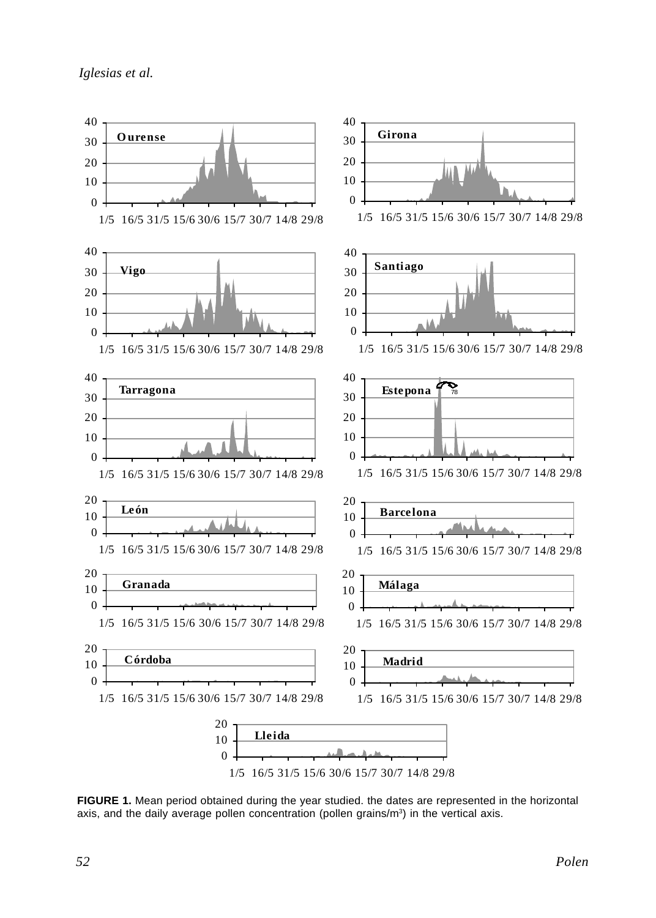**FIGURE 1.** Mean period obtained during the year studied. the dates are represented in the horizontal axis, and the daily average pollen concentration (pollen grains/m[3]) in the vertical axis.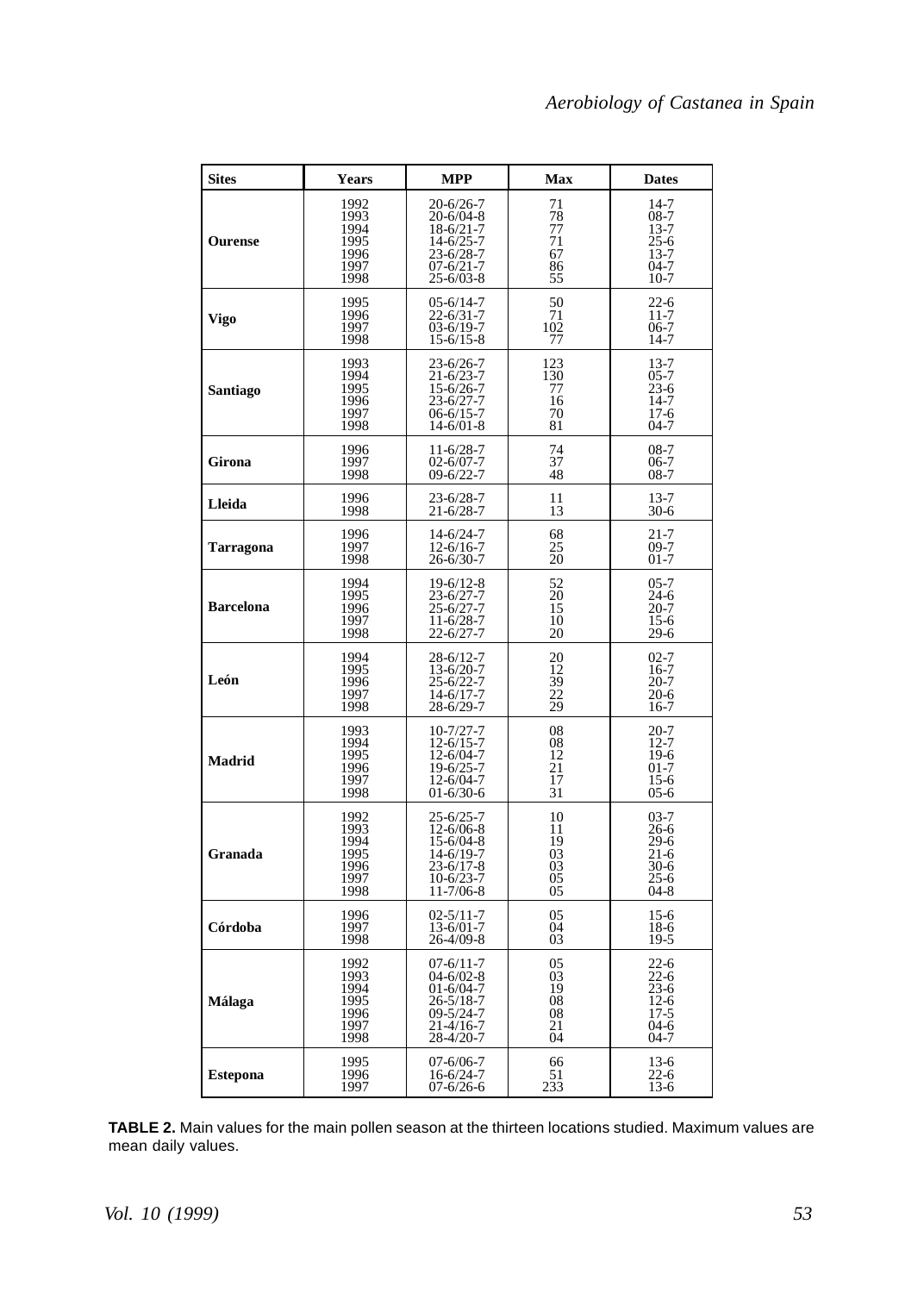| Sites | Years | MPP | Max | Dates |
|---|---|---|---|---|
| Ourense | 1992 | 20-6/26-7 | 71 | 14-7 |
| | 1993 | 20-6/04-8 | 78 | 08-7 |
| | 1994 | 18-6/21-7 | 77 | 13-7 |
| | 1995 | 14-6/25-7 | 71 | 25-6 |
| | 1996 | 23-6/28-7 | 67 | 13-7 |
| | 1997 | 07-6/21-7 | 86 | 04-7 |
| | 1998 | 25-6/03-8 | 55 | 10-7 |
| Vigo | 1995 | 05-6/14-7 | 50 | 22-6 |
| | 1996 | 22-6/31-7 | 71 | 11-7 |
| | 1997 | 03-6/19-7 | 102 | 06-7 |
| | 1998 | 15-6/15-8 | 77 | 14-7 |
| Santiago | 1993 | 23-6/26-7 | 123 | 13-7 |
| | 1994 | 21-6/23-7 | 130 | 05-7 |
| | 1995 | 15-6/26-7 | 77 | 23-6 |
| | 1996 | 23-6/27-7 | 16 | 14-7 |
| | 1997 | 06-6/15-7 | 70 | 17-6 |
| | 1998 | 14-6/01-8 | 81 | 04-7 |
| Girona | 1996 | 11-6/28-7 | 74 | 08-7 |
| | 1997 | 02-6/07-7 | 37 | 06-7 |
| | 1998 | 09-6/22-7 | 48 | 08-7 |
| Lleida | 1996 | 23-6/28-7 | 11 | 13-7 |
| | 1998 | 21-6/28-7 | 13 | 30-6 |
| Tarragona | 1996 | 14-6/24-7 | 68 | 21-7 |
| | 1997 | 12-6/16-7 | 25 | 09-7 |
| | 1998 | 26-6/30-7 | 20 | 01-7 |
| Barcelona | 1994 | 19-6/12-8 | 52 | 05-7 |
| | 1995 | 23-6/27-7 | 20 | 24-6 |
| | 1996 | 25-6/27-7 | 15 | 20-7 |
| | 1997 | 11-6/28-7 | 10 | 15-6 |
| | 1998 | 22-6/27-7 | 20 | 29-6 |
| León | 1994 | 28-6/12-7 | 20 | 02-7 |
| | 1995 | 13-6/20-7 | 12 | 16-7 |
| | 1996 | 25-6/22-7 | 39 | 20-7 |
| | 1997 | 14-6/17-7 | 22 | 20-6 |
| | 1998 | 28-6/29-7 | 29 | 16-7 |
| Madrid | 1993 | 10-7/27-7 | 08 | 20-7 |
| | 1994 | 12-6/15-7 | 08 | 12-7 |
| | 1995 | 12-6/04-7 | 12 | 19-6 |
| | 1996 | 19-6/25-7 | 21 | 01-7 |
| | 1997 | 12-6/04-7 | 17 | 15-6 |
| | 1998 | 01-6/30-6 | 31 | 05-6 |
| Granada | 1992 | 25-6/25-7 | 10 | 03-7 |
| | 1993 | 12-6/06-8 | 11 | 26-6 |
| | 1994 | 15-6/04-8 | 19 | 29-6 |
| | 1995 | 14-6/19-7 | 03 | 21-6 |
| | 1996 | 23-6/17-8 | 03 | 30-6 |
| | 1997 | 10-6/23-7 | 05 | 25-6 |
| | 1998 | 11-7/06-8 | 05 | 04-8 |
| Córdoba | 1996 | 02-5/11-7 | 05 | 15-6 |
| | 1997 | 13-6/01-7 | 04 | 18-6 |
| | 1998 | 26-4/09-8 | 03 | 19-5 |
| Málaga | 1992 | 07-6/11-7 | 05 | 22-6 |
| | 1993 | 04-6/02-8 | 03 | 22-6 |
| | 1994 | 01-6/04-7 | 19 | 23-6 |
| | 1995 | 26-5/18-7 | 08 | 12-6 |
| | 1996 | 09-5/24-7 | 08 | 17-5 |
| | 1997 | 21-4/16-7 | 21 | 04-6 |
| | 1998 | 28-4/20-7 | 04 | 04-7 |
| Estepona | 1995 | 07-6/06-7 | 66 | 13-6 |
| | 1996 | 16-6/24-7 | 51 | 22-6 |
| | 1997 | 07-6/26-6 | 233 | 13-6 |

**TABLE 2.** Main values for the main pollen season at the thirteen locations studied. Maximum values are mean daily values.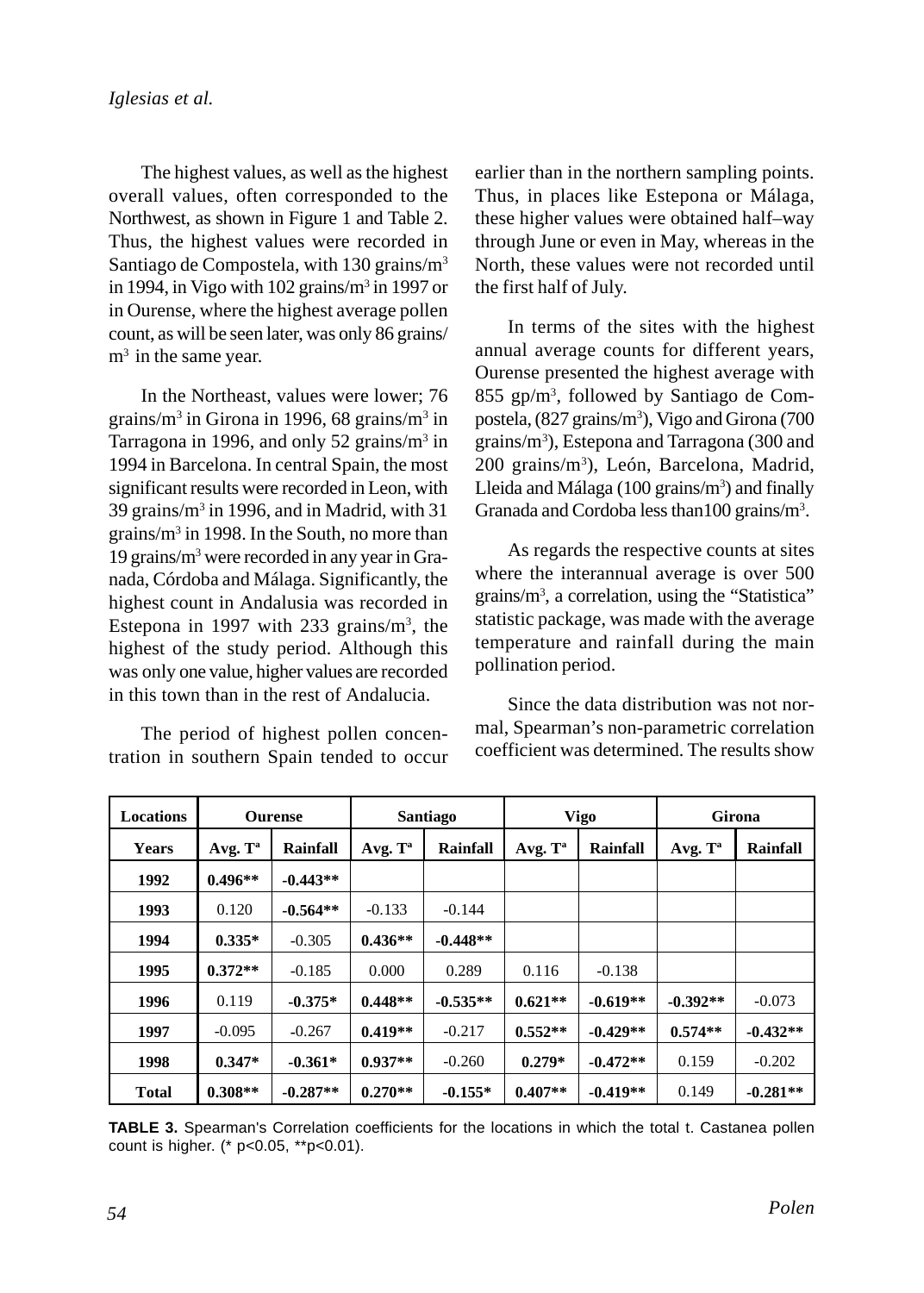The highest values, as well as the highest overall values, often corresponded to the Northwest, as shown in Figure 1 and Table 2. Thus, the highest values were recorded in Santiago de Compostela, with 130 grains/m$^3$ in 1994, in Vigo with 102 grains/m$^3$ in 1997 or in Ourense, where the highest average pollen count, as will be seen later, was only 86 grains/m$^3$ in the same year.

In the Northeast, values were lower; 76 grains/m$^3$ in Girona in 1996, 68 grains/m$^3$ in Tarragona in 1996, and only 52 grains/m$^3$ in 1994 in Barcelona. In central Spain, the most significant results were recorded in Leon, with 39 grains/m$^3$ in 1996, and in Madrid, with 31 grains/m$^3$ in 1998. In the South, no more than 19 grains/m$^3$ were recorded in any year in Granada, Córdoba and Málaga. Significantly, the highest count in Andalusia was recorded in Estepona in 1997 with 233 grains/m$^3$, the highest of the study period. Although this was only one value, higher values are recorded in this town than in the rest of Andalucia.

The period of highest pollen concentration in southern Spain tended to occur earlier than in the northern sampling points. Thus, in places like Estepona or Málaga, these higher values were obtained half–way through June or even in May, whereas in the North, these values were not recorded until the first half of July.

In terms of the sites with the highest annual average counts for different years, Ourense presented the highest average with 855 gp/m$^3$, followed by Santiago de Compostela, (827 grains/m$^3$), Vigo and Girona (700 grains/m$^3$), Estepona and Tarragona (300 and 200 grains/m$^3$), León, Barcelona, Madrid, Lleida and Málaga (100 grains/m$^3$) and finally Granada and Cordoba less than100 grains/m$^3$.

As regards the respective counts at sites where the interannual average is over 500 grains/m$^3$, a correlation, using the "Statistica" statistic package, was made with the average temperature and rainfall during the main pollination period.

Since the data distribution was not normal, Spearman's non-parametric correlation coefficient was determined. The results show

| **Locations** | **Ourense** | | **Santiago** | | **Vigo** | | **Girona** | |
|---|---|---|---|---|---|---|---|---|
| **Years** | **Avg. Tª** | **Rainfall** | **Avg. Tª** | **Rainfall** | **Avg. Tª** | **Rainfall** | **Avg. Tª** | **Rainfall** |
| **1992** | **0.496**** | **-0.443**** | | | | | | |
| **1993** | 0.120 | **-0.564**** | -0.133 | -0.144 | | | | |
| **1994** | **0.335*** | -0.305 | **0.436**** | **-0.448**** | | | | |
| **1995** | **0.372**** | -0.185 | 0.000 | 0.289 | 0.116 | -0.138 | | |
| **1996** | 0.119 | **-0.375*** | **0.448**** | **-0.535**** | **0.621**** | **-0.619**** | **-0.392**** | -0.073 |
| **1997** | -0.095 | -0.267 | **0.419**** | -0.217 | **0.552**** | **-0.429**** | **0.574**** | **-0.432**** |
| **1998** | **0.347*** | **-0.361*** | **0.937**** | -0.260 | **0.279*** | **-0.472**** | 0.159 | -0.202 |
| **Total** | **0.308**** | **-0.287**** | **0.270**** | **-0.155*** | **0.407**** | **-0.419**** | 0.149 | **-0.281**** |

**TABLE 3.** Spearman's Correlation coefficients for the locations in which the total t. Castanea pollen count is higher. (* $p<0.05$, ** $p<0.01$).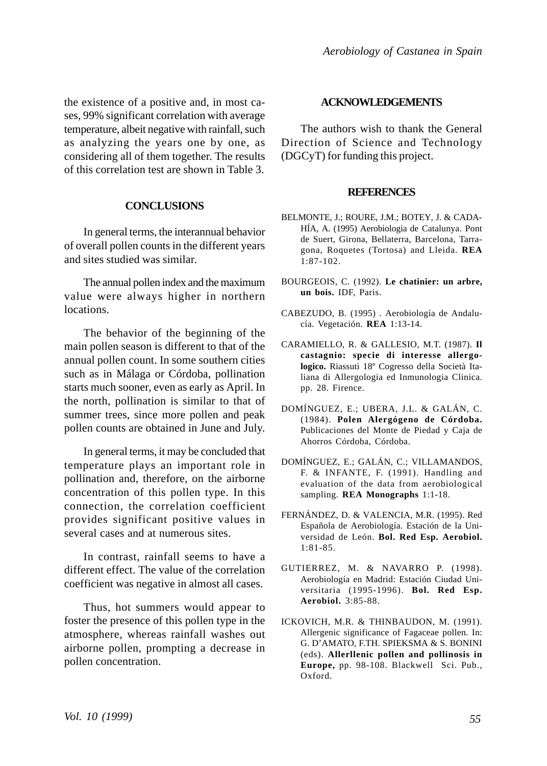the existence of a positive and, in most cases, 99% significant correlation with average temperature, albeit negative with rainfall, such as analyzing the years one by one, as considering all of them together. The results of this correlation test are shown in Table 3.

## CONCLUSIONS

In general terms, the interannual behavior of overall pollen counts in the different years and sites studied was similar.

The annual pollen index and the maximum value were always higher in northern locations.

The behavior of the beginning of the main pollen season is different to that of the annual pollen count. In some southern cities such as in Málaga or Córdoba, pollination starts much sooner, even as early as April. In the north, pollination is similar to that of summer trees, since more pollen and peak pollen counts are obtained in June and July.

In general terms, it may be concluded that temperature plays an important role in pollination and, therefore, on the airborne concentration of this pollen type. In this connection, the correlation coefficient provides significant positive values in several cases and at numerous sites.

In contrast, rainfall seems to have a different effect. The value of the correlation coefficient was negative in almost all cases.

Thus, hot summers would appear to foster the presence of this pollen type in the atmosphere, whereas rainfall washes out airborne pollen, prompting a decrease in pollen concentration.

## ACKNOWLEDGEMENTS

The authors wish to thank the General Direction of Science and Technology (DGCyT) for funding this project.

## REFERENCES

BELMONTE, J.; ROURE, J.M.; BOTEY, J. & CADAHÍA, A. (1995) Aerobiologia de Catalunya. Pont de Suert, Girona, Bellaterra, Barcelona, Tarragona, Roquetes (Tortosa) and Lleida. **REA** 1:87-102.

BOURGEOIS, C. (1992). **Le chatinier: un arbre, un bois.** IDF, Paris.

CABEZUDO, B. (1995) . Aerobiología de Andalucía. Vegetación. **REA** 1:13-14.

CARAMIELLO, R. & GALLESIO, M.T. (1987). **Il castagnio: specie di interesse allergologico.** Riassuti 18º Cogresso della Società Italiana di Allergologia ed Inmunologia Clinica. pp. 28. Firence.

DOMÍNGUEZ, E.; UBERA, J.L. & GALÁN, C. (1984). **Polen Alergógeno de Córdoba.** Publicaciones del Monte de Piedad y Caja de Ahorros Córdoba, Córdoba.

DOMÍNGUEZ, E.; GALÁN, C.; VILLAMANDOS, F. & INFANTE, F. (1991). Handling and evaluation of the data from aerobiological sampling. **REA Monographs** 1:1-18.

FERNÁNDEZ, D. & VALENCIA, M.R. (1995). Red Española de Aerobiología. Estación de la Universidad de León. **Bol. Red Esp. Aerobiol.** 1:81-85.

GUTIERREZ, M. & NAVARRO P. (1998). Aerobiología en Madrid: Estación Ciudad Universitaria (1995-1996). **Bol. Red Esp. Aerobiol.** 3:85-88.

ICKOVICH, M.R. & THINBAUDON, M. (1991). Allergenic significance of Fagaceae pollen. In: G. D'AMATO, F.TH. SPIEKSMA & S. BONINI (eds). **Allerllenic pollen and pollinosis in Europe,** pp. 98-108. Blackwell Sci. Pub., Oxford.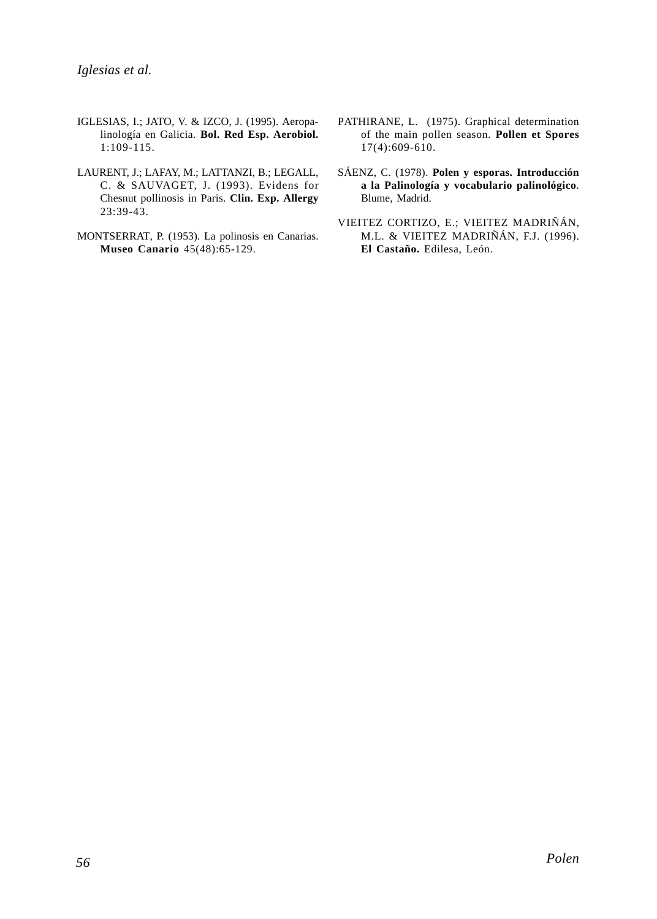IGLESIAS, I.; JATO, V. & IZCO, J. (1995). Aeropalinología en Galicia. **Bol. Red Esp. Aerobiol.** 1:109-115.

LAURENT, J.; LAFAY, M.; LATTANZI, B.; LEGALL, C. & SAUVAGET, J. (1993). Evidens for Chesnut pollinosis in Paris. **Clin. Exp. Allergy** 23:39-43.

MONTSERRAT, P. (1953). La polinosis en Canarias. **Museo Canario** 45(48):65-129.

PATHIRANE, L. (1975). Graphical determination of the main pollen season. **Pollen et Spores** 17(4):609-610.

SÁENZ, C. (1978). **Polen y esporas. Introducción a la Palinología y vocabulario palinológico**. Blume, Madrid.

VIEITEZ CORTIZO, E.; VIEITEZ MADRIÑÁN, M.L. & VIEITEZ MADRIÑÁN, F.J. (1996). **El Castaño.** Edilesa, León.